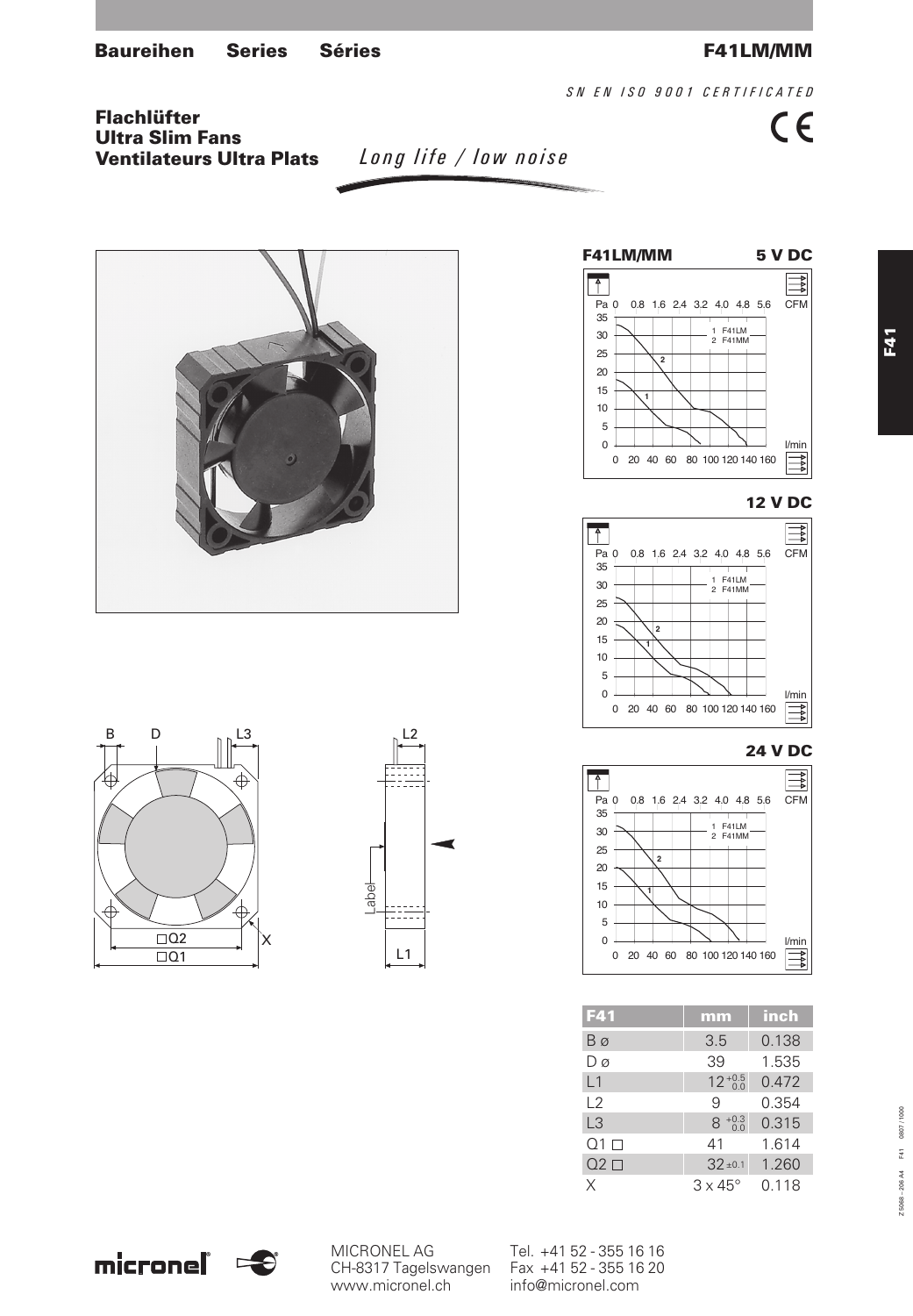**Baureihen Series Séries**

**F41LM/MM**

SN EN ISO 9001 CERTIFICATED

CE

## Flachlüfter
## Ultra Slim Fans
## Ventilateurs Ultra Plats

*Long life / low noise*

**F41LM/MM** **5 V DC**

**12 V DC**

**24 V DC**

| F41 | mm | inch |
|---|---|---|
| B ø | 3.5 | 0.138 |
| D ø | 39 | 1.535 |
| L1 | $12^{+0.5}_{0.0}$ | 0.472 |
| L2 | 9 | 0.354 |
| L3 | $8^{+0.3}_{0.0}$ | 0.315 |
| Q1 □ | 41 | 1.614 |
| Q2 □ | 32 ±0.1 | 1.260 |
| X | 3 x 45° | 0.118 |

micronel

MICRONEL AG
CH-8317 Tagelswangen
www.micronel.ch

Tel. +41 52 - 355 16 16
Fax +41 52 - 355 16 20
info@micronel.com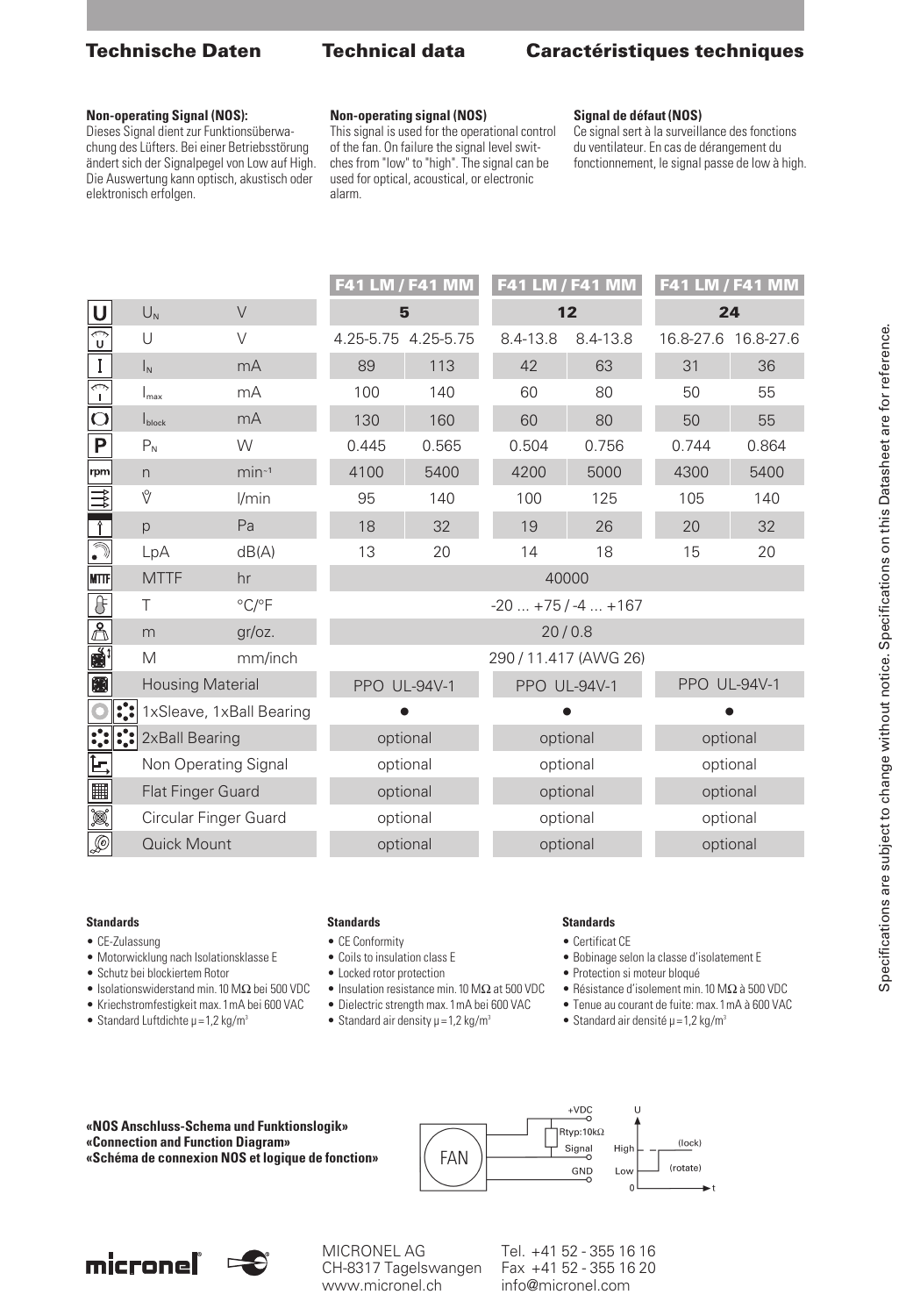## Technische Daten | Technical data | Caractéristiques techniques

**Non-operating Signal (NOS):**
Dieses Signal dient zur Funktionsüberwachung des Lüfters. Bei einer Betriebsstörung ändert sich der Signalpegel von Low auf High. Die Auswertung kann optisch, akustisch oder elektronisch erfolgen.

**Non-operating signal (NOS)**
This signal is used for the operational control of the fan. On failure the signal level switches from "low" to "high". The signal can be used for optical, acoustical, or electronic alarm.

**Signal de défaut (NOS)**
Ce signal sert à la surveillance des fonctions du ventilateur. En cas de dérangement du fonctionnement, le signal passe de low à high.

| | | F41 LM / F41 MM | | F41 LM / F41 MM | | F41 LM / F41 MM | |
|---|---|---|---|---|---|---|---|
| $U_N$ | V | 5 | | 12 | | 24 | |
| U | V | 4.25-5.75 | 4.25-5.75 | 8.4-13.8 | 8.4-13.8 | 16.8-27.6 | 16.8-27.6 |
| $I_N$ | mA | 89 | 113 | 42 | 63 | 31 | 36 |
| $I_{max}$ | mA | 100 | 140 | 60 | 80 | 50 | 55 |
| $I_{block}$ | mA | 130 | 160 | 60 | 80 | 50 | 55 |
| $P_N$ | W | 0.445 | 0.565 | 0.504 | 0.756 | 0.744 | 0.864 |
| n | $min^{-1}$ | 4100 | 5400 | 4200 | 5000 | 4300 | 5400 |
| $\dot{V}$ | l/min | 95 | 140 | 100 | 125 | 105 | 140 |
| p | Pa | 18 | 32 | 19 | 26 | 20 | 32 |
| LpA | dB(A) | 13 | 20 | 14 | 18 | 15 | 20 |
| MTTF | hr | 40000 | | | | | |
| T | °C/°F | -20 ... +75 / -4 ... +167 | | | | | |
| m | gr/oz. | 20 / 0.8 | | | | | |
| M | mm/inch | 290 / 11.417 (AWG 26) | | | | | |
| Housing Material | | PPO UL-94V-1 | | PPO UL-94V-1 | | PPO UL-94V-1 | |
| 1xSleave, 1xBall Bearing | | ● | | ● | | ● | |
| 2xBall Bearing | | optional | | optional | | optional | |
| Non Operating Signal | | optional | | optional | | optional | |
| Flat Finger Guard | | optional | | optional | | optional | |
| Circular Finger Guard | | optional | | optional | | optional | |
| Quick Mount | | optional | | optional | | optional | |

**Standards**
- CE-Zulassung
- Motorwicklung nach Isolationsklasse E
- Schutz bei blockiertem Rotor
- Isolationswiderstand min. 10 MΩ bei 500 VDC
- Kriechstromfestigkeit max. 1 mA bei 600 VAC
- Standard Luftdichte μ = 1,2 kg/m³

**Standards**
- CE Conformity
- Coils to insulation class E
- Locked rotor protection
- Insulation resistance min. 10 MΩ at 500 VDC
- Dielectric strength max. 1 mA bei 600 VAC
- Standard air density μ = 1,2 kg/m³

**Standards**
- Certificat CE
- Bobinage selon la classe d'isolement E
- Protection si moteur bloqué
- Résistance d'isolement min. 10 MΩ à 500 VDC
- Tenue au courant de fuite: max. 1 mA à 600 VAC
- Standard air densité μ = 1,2 kg/m³

**«NOS Anschluss-Schema und Funktionslogik»**
**«Connection and Function Diagram»**
**«Schéma de connexion NOS et logique de fonction»**

FAN
+VDC
Rtyp:10kΩ
Signal
GND
U
High
Low
0
(lock)
(rotate)
t

Specifications are subject to change without notice. Specifications on this Datasheet are for reference.

MICRONEL AG
CH-8317 Tagelswangen
www.micronel.ch

Tel. +41 52 - 355 16 16
Fax +41 52 - 355 16 20
info@micronel.com